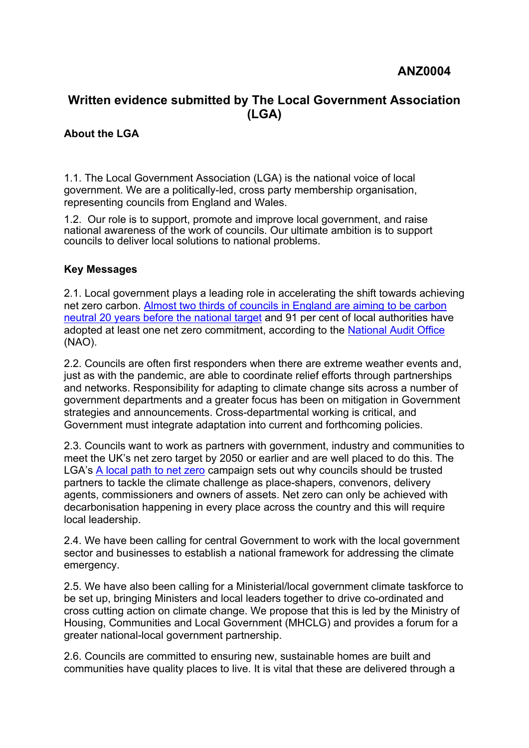**ANZ0004**

# Written evidence submitted by The Local Government Association (LGA)

## About the LGA

1.1. The Local Government Association (LGA) is the national voice of local government. We are a politically-led, cross party membership organisation, representing councils from England and Wales.

1.2. Our role is to support, promote and improve local government, and raise national awareness of the work of councils. Our ultimate ambition is to support councils to deliver local solutions to national problems.

## Key Messages

2.1. Local government plays a leading role in accelerating the shift towards achieving net zero carbon. Almost two thirds of councils in England are aiming to be carbon neutral 20 years before the national target and 91 per cent of local authorities have adopted at least one net zero commitment, according to the National Audit Office (NAO).

2.2. Councils are often first responders when there are extreme weather events and, just as with the pandemic, are able to coordinate relief efforts through partnerships and networks. Responsibility for adapting to climate change sits across a number of government departments and a greater focus has been on mitigation in Government strategies and announcements. Cross-departmental working is critical, and Government must integrate adaptation into current and forthcoming policies.

2.3. Councils want to work as partners with government, industry and communities to meet the UK's net zero target by 2050 or earlier and are well placed to do this. The LGA's A local path to net zero campaign sets out why councils should be trusted partners to tackle the climate challenge as place-shapers, convenors, delivery agents, commissioners and owners of assets. Net zero can only be achieved with decarbonisation happening in every place across the country and this will require local leadership.

2.4. We have been calling for central Government to work with the local government sector and businesses to establish a national framework for addressing the climate emergency.

2.5. We have also been calling for a Ministerial/local government climate taskforce to be set up, bringing Ministers and local leaders together to drive co-ordinated and cross cutting action on climate change. We propose that this is led by the Ministry of Housing, Communities and Local Government (MHCLG) and provides a forum for a greater national-local government partnership.

2.6. Councils are committed to ensuring new, sustainable homes are built and communities have quality places to live. It is vital that these are delivered through a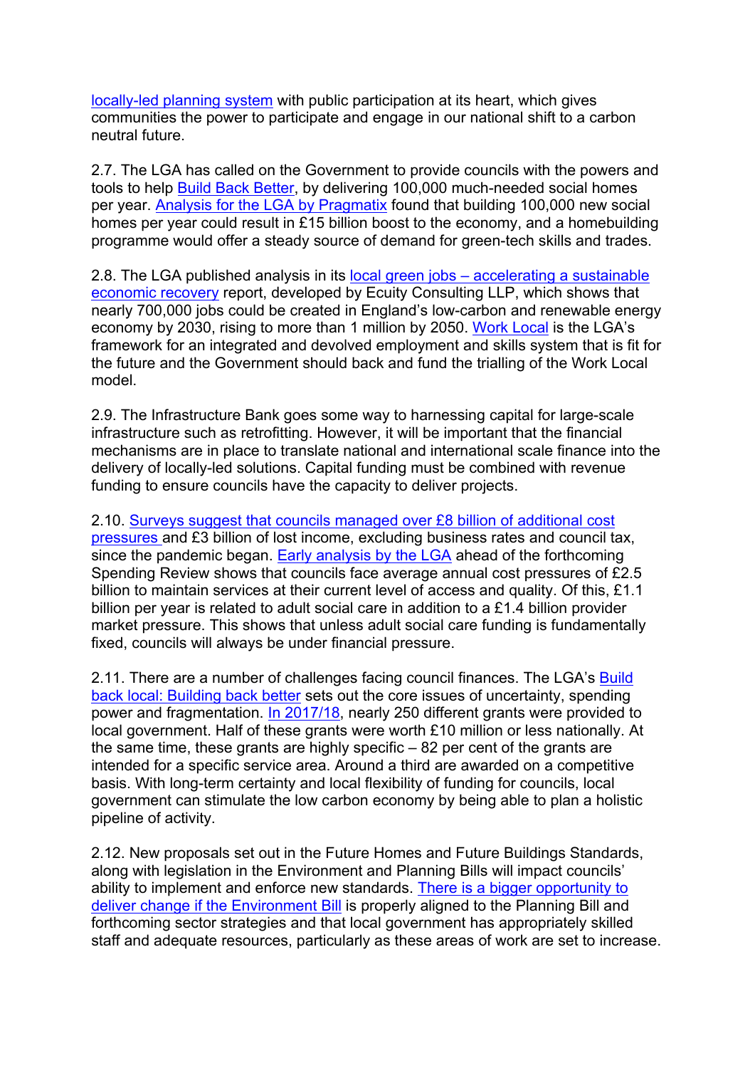locally-led planning system with public participation at its heart, which gives communities the power to participate and engage in our national shift to a carbon neutral future.

2.7. The LGA has called on the Government to provide councils with the powers and tools to help Build Back Better, by delivering 100,000 much-needed social homes per year. Analysis for the LGA by Pragmatix found that building 100,000 new social homes per year could result in £15 billion boost to the economy, and a homebuilding programme would offer a steady source of demand for green-tech skills and trades.

2.8. The LGA published analysis in its local green jobs – accelerating a sustainable economic recovery report, developed by Ecuity Consulting LLP, which shows that nearly 700,000 jobs could be created in England's low-carbon and renewable energy economy by 2030, rising to more than 1 million by 2050. Work Local is the LGA's framework for an integrated and devolved employment and skills system that is fit for the future and the Government should back and fund the trialling of the Work Local model.

2.9. The Infrastructure Bank goes some way to harnessing capital for large-scale infrastructure such as retrofitting. However, it will be important that the financial mechanisms are in place to translate national and international scale finance into the delivery of locally-led solutions. Capital funding must be combined with revenue funding to ensure councils have the capacity to deliver projects.

2.10. Surveys suggest that councils managed over £8 billion of additional cost pressures and £3 billion of lost income, excluding business rates and council tax, since the pandemic began. Early analysis by the LGA ahead of the forthcoming Spending Review shows that councils face average annual cost pressures of £2.5 billion to maintain services at their current level of access and quality. Of this, £1.1 billion per year is related to adult social care in addition to a £1.4 billion provider market pressure. This shows that unless adult social care funding is fundamentally fixed, councils will always be under financial pressure.

2.11. There are a number of challenges facing council finances. The LGA's Build back local: Building back better sets out the core issues of uncertainty, spending power and fragmentation. In 2017/18, nearly 250 different grants were provided to local government. Half of these grants were worth £10 million or less nationally. At the same time, these grants are highly specific – 82 per cent of the grants are intended for a specific service area. Around a third are awarded on a competitive basis. With long-term certainty and local flexibility of funding for councils, local government can stimulate the low carbon economy by being able to plan a holistic pipeline of activity.

2.12. New proposals set out in the Future Homes and Future Buildings Standards, along with legislation in the Environment and Planning Bills will impact councils' ability to implement and enforce new standards. There is a bigger opportunity to deliver change if the Environment Bill is properly aligned to the Planning Bill and forthcoming sector strategies and that local government has appropriately skilled staff and adequate resources, particularly as these areas of work are set to increase.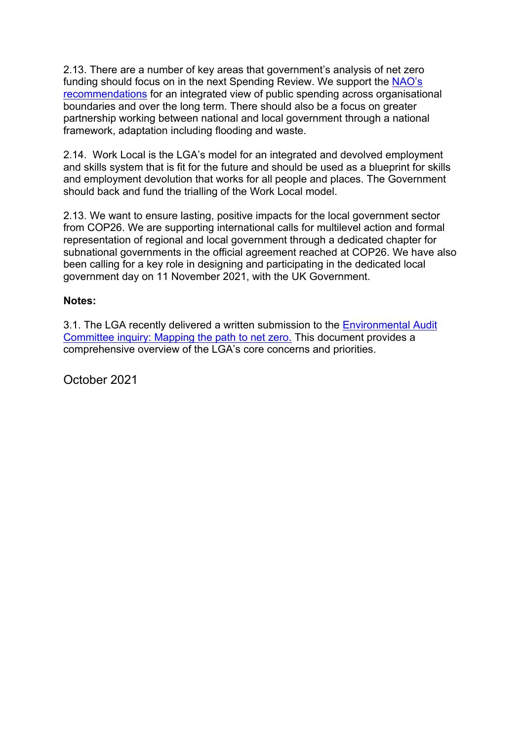2.13. There are a number of key areas that government's analysis of net zero funding should focus on in the next Spending Review. We support the NAO's recommendations for an integrated view of public spending across organisational boundaries and over the long term. There should also be a focus on greater partnership working between national and local government through a national framework, adaptation including flooding and waste.

2.14. Work Local is the LGA's model for an integrated and devolved employment and skills system that is fit for the future and should be used as a blueprint for skills and employment devolution that works for all people and places. The Government should back and fund the trialling of the Work Local model.

2.13. We want to ensure lasting, positive impacts for the local government sector from COP26. We are supporting international calls for multilevel action and formal representation of regional and local government through a dedicated chapter for subnational governments in the official agreement reached at COP26. We have also been calling for a key role in designing and participating in the dedicated local government day on 11 November 2021, with the UK Government.

**Notes:**

3.1. The LGA recently delivered a written submission to the Environmental Audit Committee inquiry: Mapping the path to net zero. This document provides a comprehensive overview of the LGA's core concerns and priorities.

October 2021